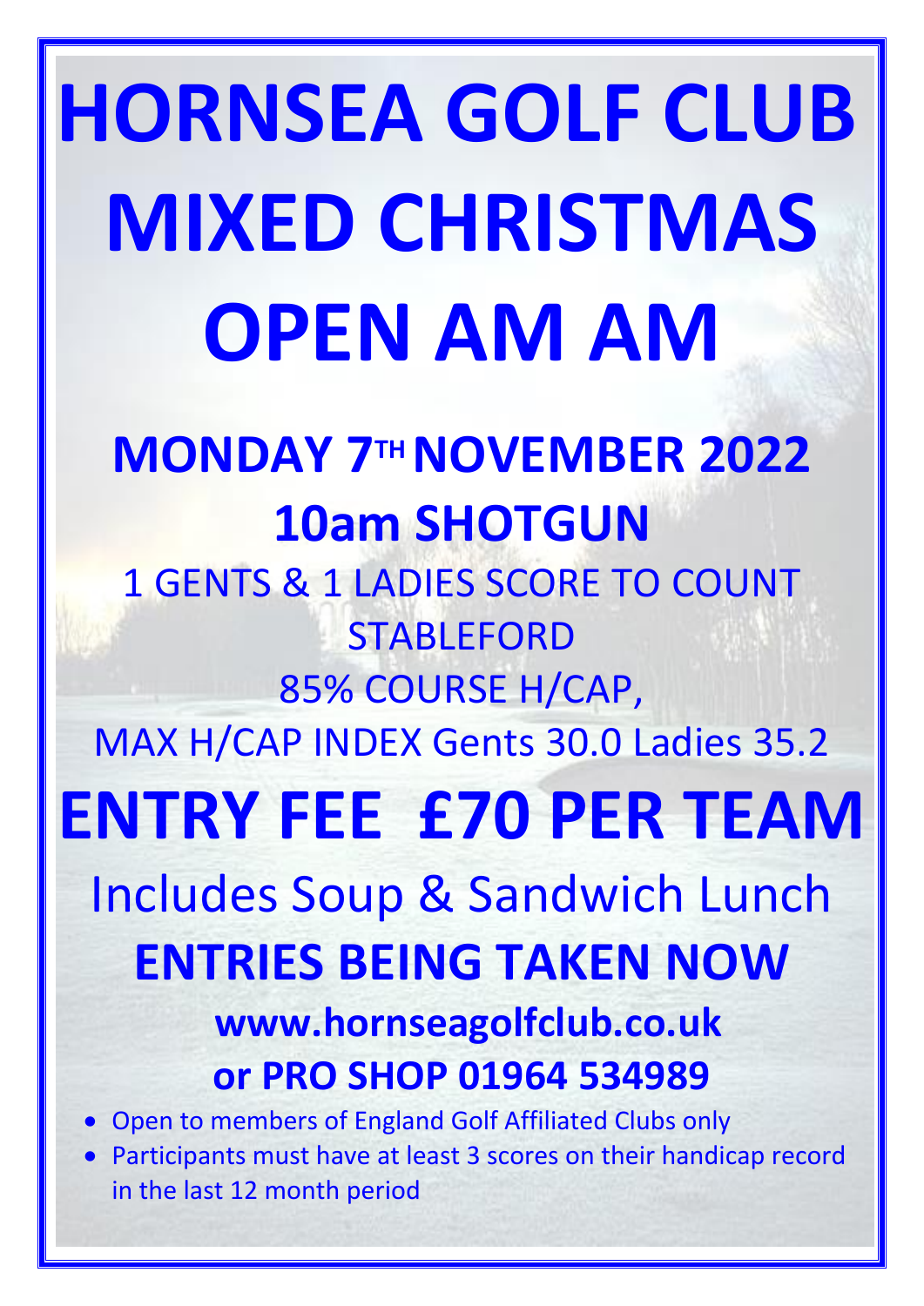# HORNSEA GOLF CLUB MIXED CHRISTMAS OPEN AM AM

## MONDAY 7TH NOVEMBER 2022

## 10am SHOTGUN

1 GENTS & 1 LADIES SCORE TO COUNT

STABLEFORD

85% COURSE H/CAP,

MAX H/CAP INDEX Gents 30.0 Ladies 35.2

# ENTRY FEE £70 PER TEAM

Includes Soup & Sandwich Lunch

## ENTRIES BEING TAKEN NOW

**www.hornseagolfclub.co.uk**

**or PRO SHOP 01964 534989**

- Open to members of England Golf Affiliated Clubs only
- Participants must have at least 3 scores on their handicap record in the last 12 month period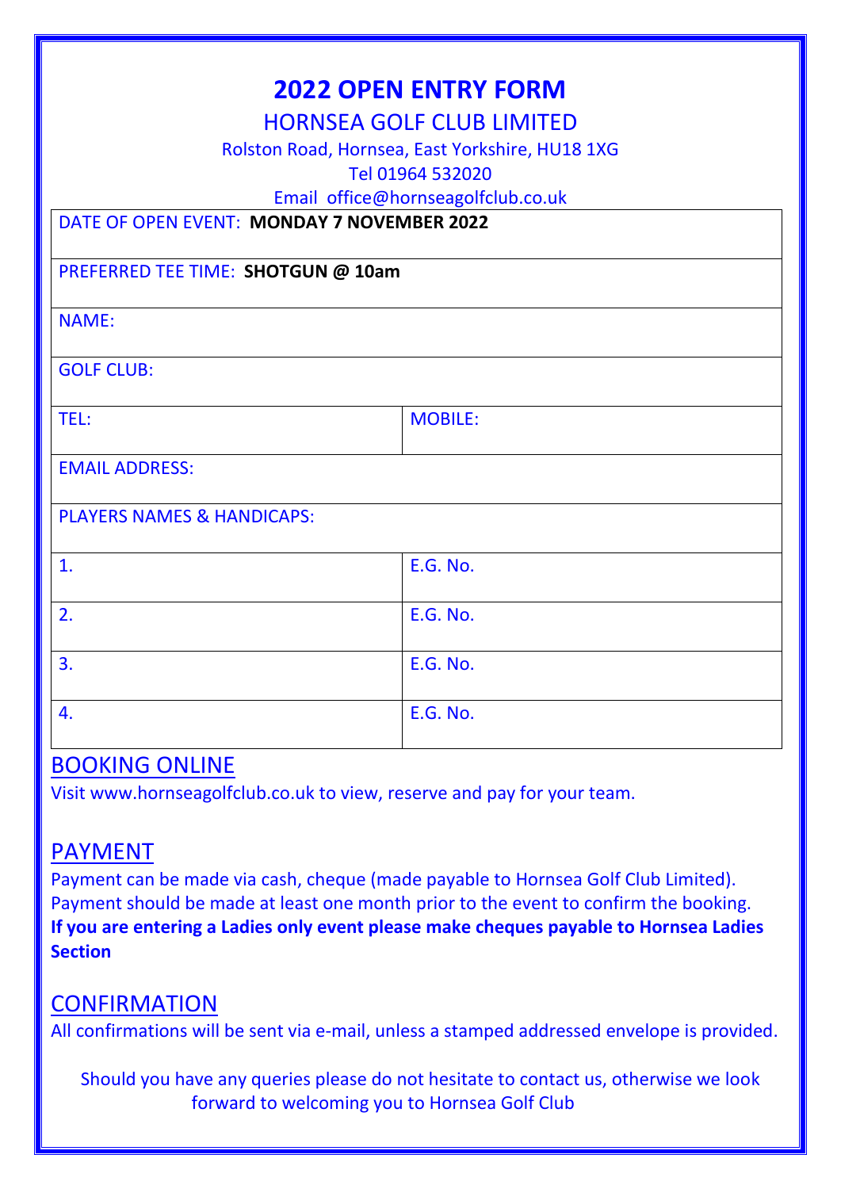# 2022 OPEN ENTRY FORM

## HORNSEA GOLF CLUB LIMITED

Rolston Road, Hornsea, East Yorkshire, HU18 1XG

Tel 01964 532020

Email office@hornseagolfclub.co.uk

| | |
|---|---|
| DATE OF OPEN EVENT: **MONDAY 7 NOVEMBER 2022** | |
| PREFERRED TEE TIME: **SHOTGUN @ 10am** | |
| NAME: | |
| GOLF CLUB: | |
| TEL: | MOBILE: |
| EMAIL ADDRESS: | |
| PLAYERS NAMES & HANDICAPS: | |
| 1. | E.G. No. |
| 2. | E.G. No. |
| 3. | E.G. No. |
| 4. | E.G. No. |

## BOOKING ONLINE

Visit www.hornseagolfclub.co.uk to view, reserve and pay for your team.

## PAYMENT

Payment can be made via cash, cheque (made payable to Hornsea Golf Club Limited). Payment should be made at least one month prior to the event to confirm the booking.
**If you are entering a Ladies only event please make cheques payable to Hornsea Ladies Section**

## CONFIRMATION

All confirmations will be sent via e-mail, unless a stamped addressed envelope is provided.

Should you have any queries please do not hesitate to contact us, otherwise we look forward to welcoming you to Hornsea Golf Club